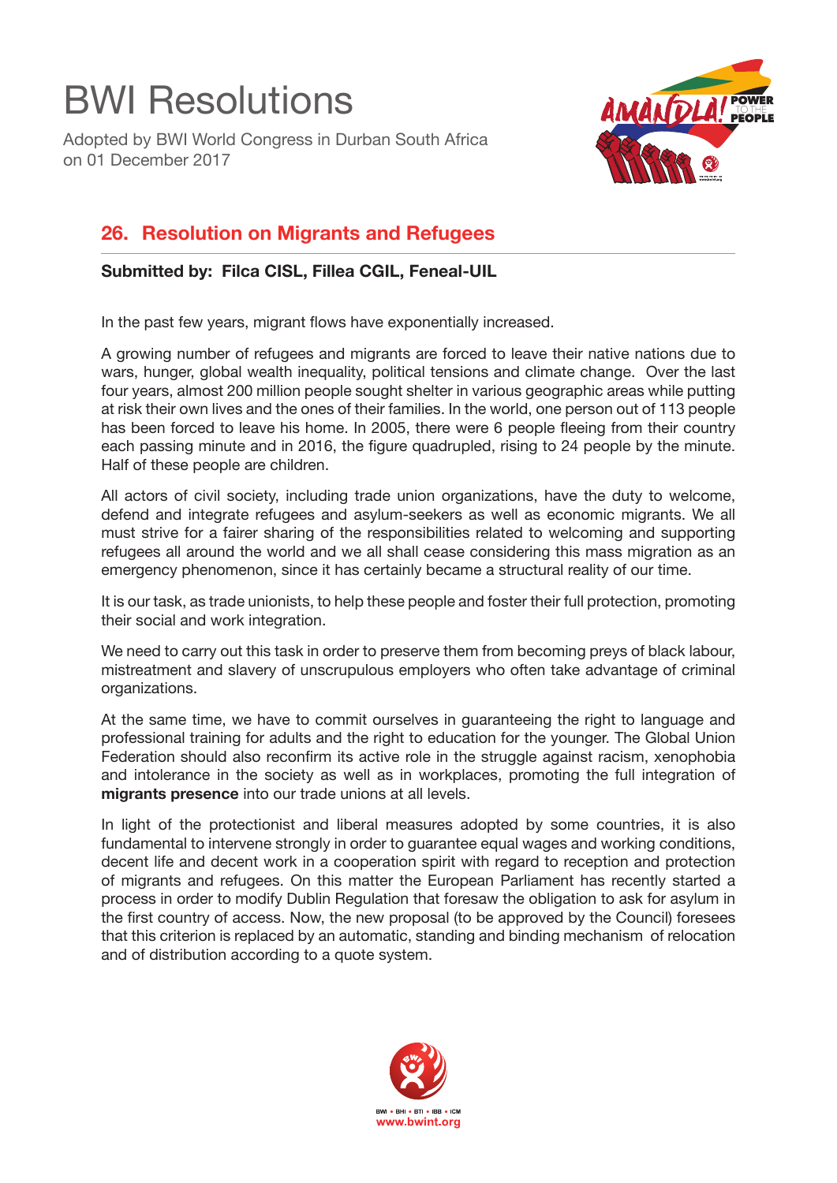# BWI Resolutions

Adopted by BWI World Congress in Durban South Africa on 01 December 2017

## 26. Resolution on Migrants and Refugees

**Submitted by: Filca CISL, Fillea CGIL, Feneal-UIL**

In the past few years, migrant flows have exponentially increased.

A growing number of refugees and migrants are forced to leave their native nations due to wars, hunger, global wealth inequality, political tensions and climate change. Over the last four years, almost 200 million people sought shelter in various geographic areas while putting at risk their own lives and the ones of their families. In the world, one person out of 113 people has been forced to leave his home. In 2005, there were 6 people fleeing from their country each passing minute and in 2016, the figure quadrupled, rising to 24 people by the minute. Half of these people are children.

All actors of civil society, including trade union organizations, have the duty to welcome, defend and integrate refugees and asylum-seekers as well as economic migrants. We all must strive for a fairer sharing of the responsibilities related to welcoming and supporting refugees all around the world and we all shall cease considering this mass migration as an emergency phenomenon, since it has certainly became a structural reality of our time.

It is our task, as trade unionists, to help these people and foster their full protection, promoting their social and work integration.

We need to carry out this task in order to preserve them from becoming preys of black labour, mistreatment and slavery of unscrupulous employers who often take advantage of criminal organizations.

At the same time, we have to commit ourselves in guaranteeing the right to language and professional training for adults and the right to education for the younger. The Global Union Federation should also reconfirm its active role in the struggle against racism, xenophobia and intolerance in the society as well as in workplaces, promoting the full integration of **migrants presence** into our trade unions at all levels.

In light of the protectionist and liberal measures adopted by some countries, it is also fundamental to intervene strongly in order to guarantee equal wages and working conditions, decent life and decent work in a cooperation spirit with regard to reception and protection of migrants and refugees. On this matter the European Parliament has recently started a process in order to modify Dublin Regulation that foresaw the obligation to ask for asylum in the first country of access. Now, the new proposal (to be approved by the Council) foresees that this criterion is replaced by an automatic, standing and binding mechanism of relocation and of distribution according to a quote system.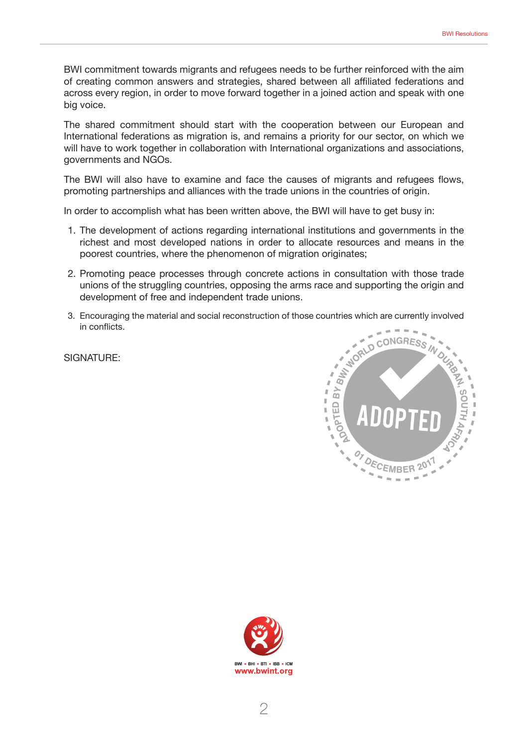BWI commitment towards migrants and refugees needs to be further reinforced with the aim of creating common answers and strategies, shared between all affiliated federations and across every region, in order to move forward together in a joined action and speak with one big voice.

The shared commitment should start with the cooperation between our European and International federations as migration is, and remains a priority for our sector, on which we will have to work together in collaboration with International organizations and associations, governments and NGOs.

The BWI will also have to examine and face the causes of migrants and refugees flows, promoting partnerships and alliances with the trade unions in the countries of origin.

In order to accomplish what has been written above, the BWI will have to get busy in:

1. The development of actions regarding international institutions and governments in the richest and most developed nations in order to allocate resources and means in the poorest countries, where the phenomenon of migration originates;
2. Promoting peace processes through concrete actions in consultation with those trade unions of the struggling countries, opposing the arms race and supporting the origin and development of free and independent trade unions.
3. Encouraging the material and social reconstruction of those countries which are currently involved in conflicts.

SIGNATURE:

ADOPTED BY BWI WORLD CONGRESS IN DURBAN, SOUTH AFRICA
ADOPTED
01 DECEMBER 2017

BWI • BHI • BTI • IBB • ICM
www.bwint.org